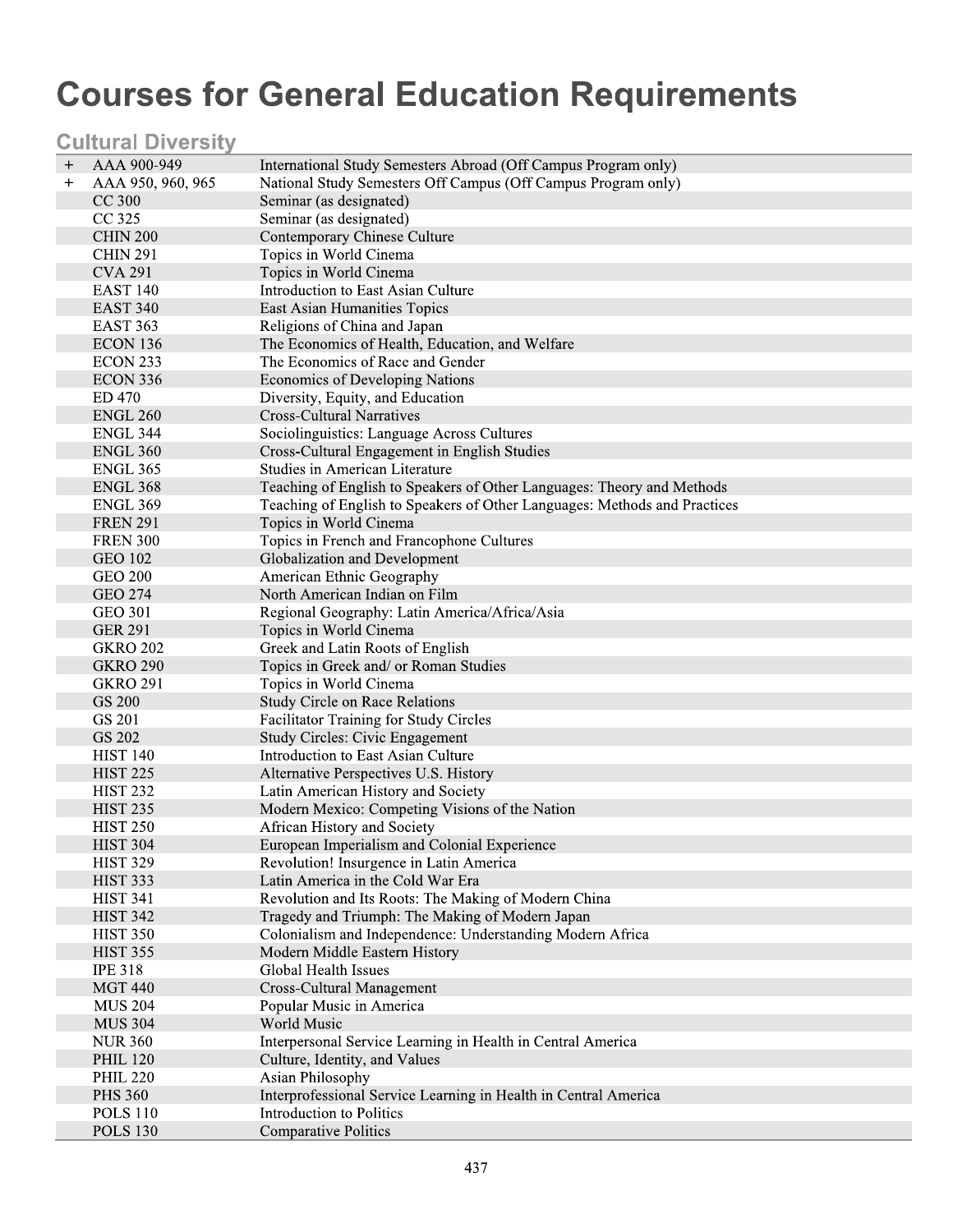# Courses for General Education Requirements

## Cultural Diversity

| | | |
|---|---|---|
| + | AAA 900-949 | International Study Semesters Abroad (Off Campus Program only) |
| + | AAA 950, 960, 965 | National Study Semesters Off Campus (Off Campus Program only) |
| | CC 300 | Seminar (as designated) |
| | CC 325 | Seminar (as designated) |
| | CHIN 200 | Contemporary Chinese Culture |
| | CHIN 291 | Topics in World Cinema |
| | CVA 291 | Topics in World Cinema |
| | EAST 140 | Introduction to East Asian Culture |
| | EAST 340 | East Asian Humanities Topics |
| | EAST 363 | Religions of China and Japan |
| | ECON 136 | The Economics of Health, Education, and Welfare |
| | ECON 233 | The Economics of Race and Gender |
| | ECON 336 | Economics of Developing Nations |
| | ED 470 | Diversity, Equity, and Education |
| | ENGL 260 | Cross-Cultural Narratives |
| | ENGL 344 | Sociolinguistics: Language Across Cultures |
| | ENGL 360 | Cross-Cultural Engagement in English Studies |
| | ENGL 365 | Studies in American Literature |
| | ENGL 368 | Teaching of English to Speakers of Other Languages: Theory and Methods |
| | ENGL 369 | Teaching of English to Speakers of Other Languages: Methods and Practices |
| | FREN 291 | Topics in World Cinema |
| | FREN 300 | Topics in French and Francophone Cultures |
| | GEO 102 | Globalization and Development |
| | GEO 200 | American Ethnic Geography |
| | GEO 274 | North American Indian on Film |
| | GEO 301 | Regional Geography: Latin America/Africa/Asia |
| | GER 291 | Topics in World Cinema |
| | GKRO 202 | Greek and Latin Roots of English |
| | GKRO 290 | Topics in Greek and/ or Roman Studies |
| | GKRO 291 | Topics in World Cinema |
| | GS 200 | Study Circle on Race Relations |
| | GS 201 | Facilitator Training for Study Circles |
| | GS 202 | Study Circles: Civic Engagement |
| | HIST 140 | Introduction to East Asian Culture |
| | HIST 225 | Alternative Perspectives U.S. History |
| | HIST 232 | Latin American History and Society |
| | HIST 235 | Modern Mexico: Competing Visions of the Nation |
| | HIST 250 | African History and Society |
| | HIST 304 | European Imperialism and Colonial Experience |
| | HIST 329 | Revolution! Insurgence in Latin America |
| | HIST 333 | Latin America in the Cold War Era |
| | HIST 341 | Revolution and Its Roots: The Making of Modern China |
| | HIST 342 | Tragedy and Triumph: The Making of Modern Japan |
| | HIST 350 | Colonialism and Independence: Understanding Modern Africa |
| | HIST 355 | Modern Middle Eastern History |
| | IPE 318 | Global Health Issues |
| | MGT 440 | Cross-Cultural Management |
| | MUS 204 | Popular Music in America |
| | MUS 304 | World Music |
| | NUR 360 | Interpersonal Service Learning in Health in Central America |
| | PHIL 120 | Culture, Identity, and Values |
| | PHIL 220 | Asian Philosophy |
| | PHS 360 | Interprofessional Service Learning in Health in Central America |
| | POLS 110 | Introduction to Politics |
| | POLS 130 | Comparative Politics |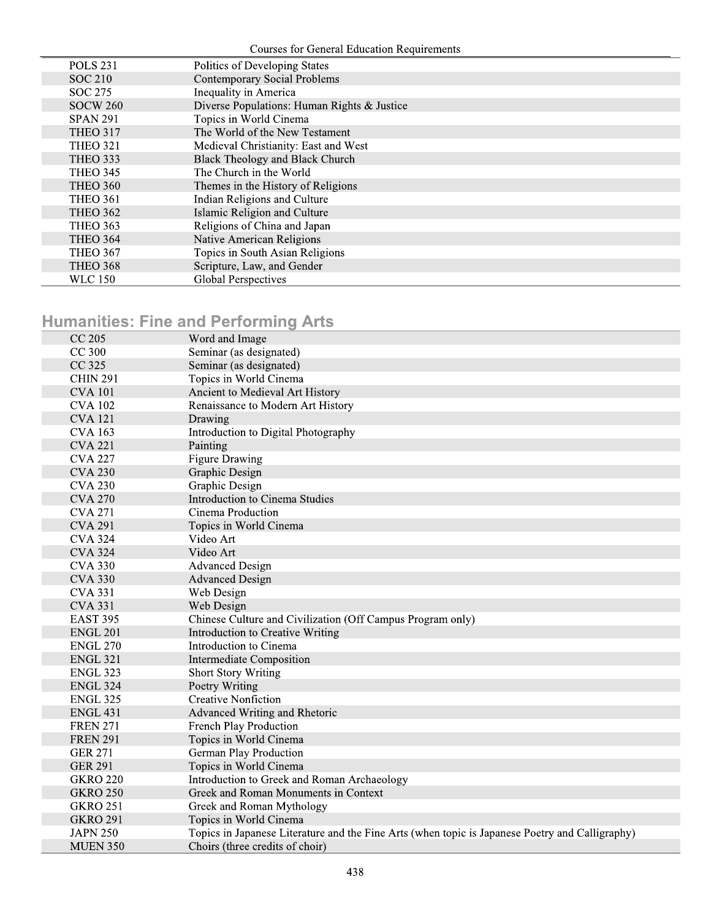| | |
|---|---|
| POLS 231 | Politics of Developing States |
| SOC 210 | Contemporary Social Problems |
| SOC 275 | Inequality in America |
| SOCW 260 | Diverse Populations: Human Rights & Justice |
| SPAN 291 | Topics in World Cinema |
| THEO 317 | The World of the New Testament |
| THEO 321 | Medieval Christianity: East and West |
| THEO 333 | Black Theology and Black Church |
| THEO 345 | The Church in the World |
| THEO 360 | Themes in the History of Religions |
| THEO 361 | Indian Religions and Culture |
| THEO 362 | Islamic Religion and Culture |
| THEO 363 | Religions of China and Japan |
| THEO 364 | Native American Religions |
| THEO 367 | Topics in South Asian Religions |
| THEO 368 | Scripture, Law, and Gender |
| WLC 150 | Global Perspectives |

## Humanities: Fine and Performing Arts

| | |
|---|---|
| CC 205 | Word and Image |
| CC 300 | Seminar (as designated) |
| CC 325 | Seminar (as designated) |
| CHIN 291 | Topics in World Cinema |
| CVA 101 | Ancient to Medieval Art History |
| CVA 102 | Renaissance to Modern Art History |
| CVA 121 | Drawing |
| CVA 163 | Introduction to Digital Photography |
| CVA 221 | Painting |
| CVA 227 | Figure Drawing |
| CVA 230 | Graphic Design |
| CVA 230 | Graphic Design |
| CVA 270 | Introduction to Cinema Studies |
| CVA 271 | Cinema Production |
| CVA 291 | Topics in World Cinema |
| CVA 324 | Video Art |
| CVA 324 | Video Art |
| CVA 330 | Advanced Design |
| CVA 330 | Advanced Design |
| CVA 331 | Web Design |
| CVA 331 | Web Design |
| EAST 395 | Chinese Culture and Civilization (Off Campus Program only) |
| ENGL 201 | Introduction to Creative Writing |
| ENGL 270 | Introduction to Cinema |
| ENGL 321 | Intermediate Composition |
| ENGL 323 | Short Story Writing |
| ENGL 324 | Poetry Writing |
| ENGL 325 | Creative Nonfiction |
| ENGL 431 | Advanced Writing and Rhetoric |
| FREN 271 | French Play Production |
| FREN 291 | Topics in World Cinema |
| GER 271 | German Play Production |
| GER 291 | Topics in World Cinema |
| GKRO 220 | Introduction to Greek and Roman Archaeology |
| GKRO 250 | Greek and Roman Monuments in Context |
| GKRO 251 | Greek and Roman Mythology |
| GKRO 291 | Topics in World Cinema |
| JAPN 250 | Topics in Japanese Literature and the Fine Arts (when topic is Japanese Poetry and Calligraphy) |
| MUEN 350 | Choirs (three credits of choir) |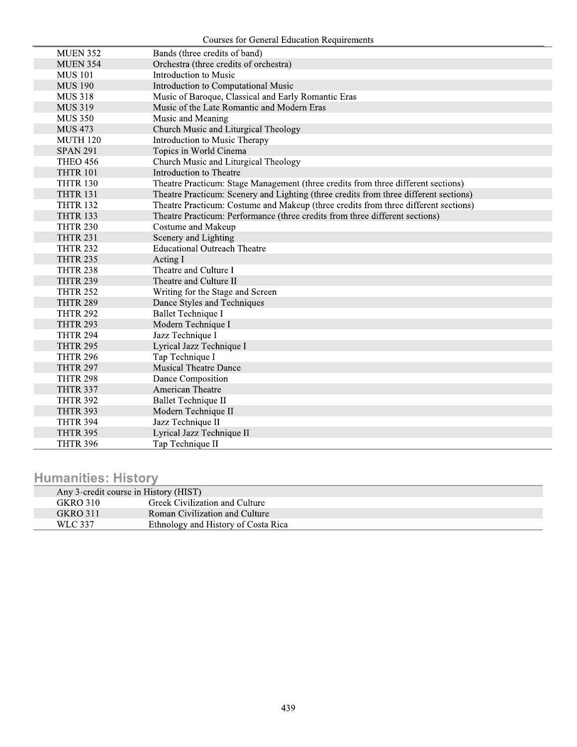| | |
|---|---|
| MUEN 352 | Bands (three credits of band) |
| MUEN 354 | Orchestra (three credits of orchestra) |
| MUS 101 | Introduction to Music |
| MUS 190 | Introduction to Computational Music |
| MUS 318 | Music of Baroque, Classical and Early Romantic Eras |
| MUS 319 | Music of the Late Romantic and Modern Eras |
| MUS 350 | Music and Meaning |
| MUS 473 | Church Music and Liturgical Theology |
| MUTH 120 | Introduction to Music Therapy |
| SPAN 291 | Topics in World Cinema |
| THEO 456 | Church Music and Liturgical Theology |
| THTR 101 | Introduction to Theatre |
| THTR 130 | Theatre Practicum: Stage Management (three credits from three different sections) |
| THTR 131 | Theatre Practicum: Scenery and Lighting (three credits from three different sections) |
| THTR 132 | Theatre Practicum: Costume and Makeup (three credits from three different sections) |
| THTR 133 | Theatre Practicum: Performance (three credits from three different sections) |
| THTR 230 | Costume and Makeup |
| THTR 231 | Scenery and Lighting |
| THTR 232 | Educational Outreach Theatre |
| THTR 235 | Acting I |
| THTR 238 | Theatre and Culture I |
| THTR 239 | Theatre and Culture II |
| THTR 252 | Writing for the Stage and Screen |
| THTR 289 | Dance Styles and Techniques |
| THTR 292 | Ballet Technique I |
| THTR 293 | Modern Technique I |
| THTR 294 | Jazz Technique I |
| THTR 295 | Lyrical Jazz Technique I |
| THTR 296 | Tap Technique I |
| THTR 297 | Musical Theatre Dance |
| THTR 298 | Dance Composition |
| THTR 337 | American Theatre |
| THTR 392 | Ballet Technique II |
| THTR 393 | Modern Technique II |
| THTR 394 | Jazz Technique II |
| THTR 395 | Lyrical Jazz Technique II |
| THTR 396 | Tap Technique II |

## Humanities: History

| | |
|---|---|
| Any 3-credit course in History (HIST) | |
| GKRO 310 | Greek Civilization and Culture |
| GKRO 311 | Roman Civilization and Culture |
| WLC 337 | Ethnology and History of Costa Rica |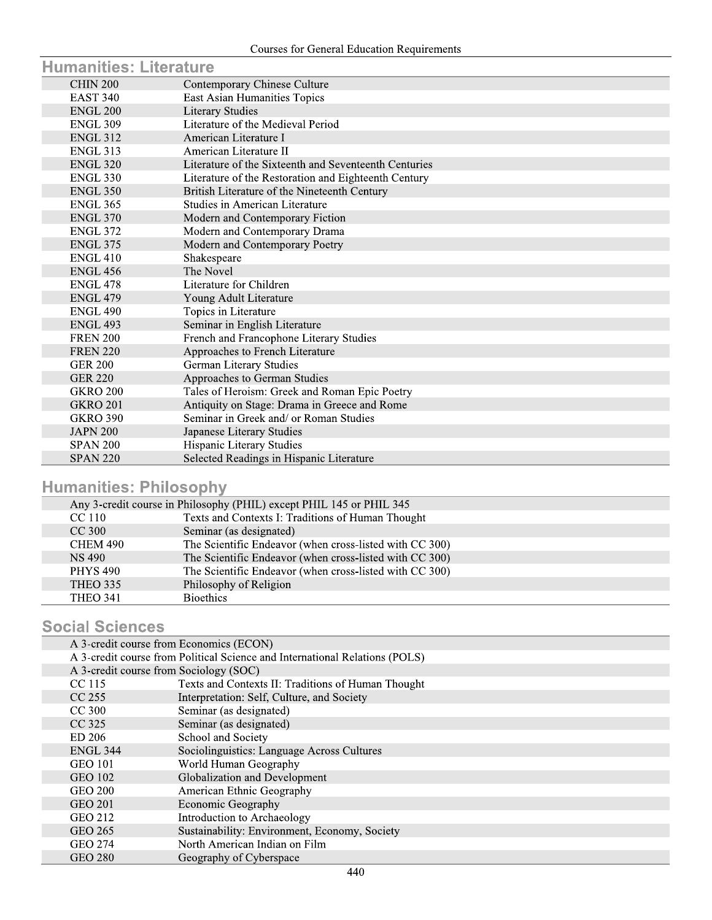## Humanities: Literature

| Course | Title |
| --- | --- |
| CHIN 200 | Contemporary Chinese Culture |
| EAST 340 | East Asian Humanities Topics |
| ENGL 200 | Literary Studies |
| ENGL 309 | Literature of the Medieval Period |
| ENGL 312 | American Literature I |
| ENGL 313 | American Literature II |
| ENGL 320 | Literature of the Sixteenth and Seventeenth Centuries |
| ENGL 330 | Literature of the Restoration and Eighteenth Century |
| ENGL 350 | British Literature of the Nineteenth Century |
| ENGL 365 | Studies in American Literature |
| ENGL 370 | Modern and Contemporary Fiction |
| ENGL 372 | Modern and Contemporary Drama |
| ENGL 375 | Modern and Contemporary Poetry |
| ENGL 410 | Shakespeare |
| ENGL 456 | The Novel |
| ENGL 478 | Literature for Children |
| ENGL 479 | Young Adult Literature |
| ENGL 490 | Topics in Literature |
| ENGL 493 | Seminar in English Literature |
| FREN 200 | French and Francophone Literary Studies |
| FREN 220 | Approaches to French Literature |
| GER 200 | German Literary Studies |
| GER 220 | Approaches to German Studies |
| GKRO 200 | Tales of Heroism: Greek and Roman Epic Poetry |
| GKRO 201 | Antiquity on Stage: Drama in Greece and Rome |
| GKRO 390 | Seminar in Greek and/ or Roman Studies |
| JAPN 200 | Japanese Literary Studies |
| SPAN 200 | Hispanic Literary Studies |
| SPAN 220 | Selected Readings in Hispanic Literature |

## Humanities: Philosophy

| Course | Title |
| --- | --- |
| Any 3-credit course in Philosophy (PHIL) except PHIL 145 or PHIL 345 | |
| CC 110 | Texts and Contexts I: Traditions of Human Thought |
| CC 300 | Seminar (as designated) |
| CHEM 490 | The Scientific Endeavor (when cross-listed with CC 300) |
| NS 490 | The Scientific Endeavor (when cross-listed with CC 300) |
| PHYS 490 | The Scientific Endeavor (when cross-listed with CC 300) |
| THEO 335 | Philosophy of Religion |
| THEO 341 | Bioethics |

## Social Sciences

| Course | Title |
| --- | --- |
| A 3-credit course from Economics (ECON) | |
| A 3-credit course from Political Science and International Relations (POLS) | |
| A 3-credit course from Sociology (SOC) | |
| CC 115 | Texts and Contexts II: Traditions of Human Thought |
| CC 255 | Interpretation: Self, Culture, and Society |
| CC 300 | Seminar (as designated) |
| CC 325 | Seminar (as designated) |
| ED 206 | School and Society |
| ENGL 344 | Sociolinguistics: Language Across Cultures |
| GEO 101 | World Human Geography |
| GEO 102 | Globalization and Development |
| GEO 200 | American Ethnic Geography |
| GEO 201 | Economic Geography |
| GEO 212 | Introduction to Archaeology |
| GEO 265 | Sustainability: Environment, Economy, Society |
| GEO 274 | North American Indian on Film |
| GEO 280 | Geography of Cyberspace |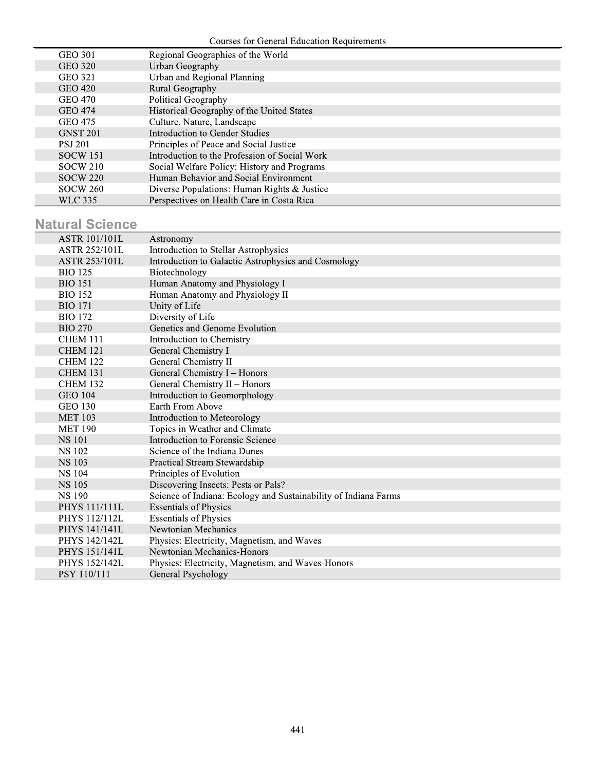| | |
|---|---|
| GEO 301 | Regional Geographies of the World |
| GEO 320 | Urban Geography |
| GEO 321 | Urban and Regional Planning |
| GEO 420 | Rural Geography |
| GEO 470 | Political Geography |
| GEO 474 | Historical Geography of the United States |
| GEO 475 | Culture, Nature, Landscape |
| GNST 201 | Introduction to Gender Studies |
| PSJ 201 | Principles of Peace and Social Justice |
| SOCW 151 | Introduction to the Profession of Social Work |
| SOCW 210 | Social Welfare Policy: History and Programs |
| SOCW 220 | Human Behavior and Social Environment |
| SOCW 260 | Diverse Populations: Human Rights & Justice |
| WLC 335 | Perspectives on Health Care in Costa Rica |

## Natural Science

| | |
|---|---|
| ASTR 101/101L | Astronomy |
| ASTR 252/101L | Introduction to Stellar Astrophysics |
| ASTR 253/101L | Introduction to Galactic Astrophysics and Cosmology |
| BIO 125 | Biotechnology |
| BIO 151 | Human Anatomy and Physiology I |
| BIO 152 | Human Anatomy and Physiology II |
| BIO 171 | Unity of Life |
| BIO 172 | Diversity of Life |
| BIO 270 | Genetics and Genome Evolution |
| CHEM 111 | Introduction to Chemistry |
| CHEM 121 | General Chemistry I |
| CHEM 122 | General Chemistry II |
| CHEM 131 | General Chemistry I – Honors |
| CHEM 132 | General Chemistry II – Honors |
| GEO 104 | Introduction to Geomorphology |
| GEO 130 | Earth From Above |
| MET 103 | Introduction to Meteorology |
| MET 190 | Topics in Weather and Climate |
| NS 101 | Introduction to Forensic Science |
| NS 102 | Science of the Indiana Dunes |
| NS 103 | Practical Stream Stewardship |
| NS 104 | Principles of Evolution |
| NS 105 | Discovering Insects: Pests or Pals? |
| NS 190 | Science of Indiana: Ecology and Sustainability of Indiana Farms |
| PHYS 111/111L | Essentials of Physics |
| PHYS 112/112L | Essentials of Physics |
| PHYS 141/141L | Newtonian Mechanics |
| PHYS 142/142L | Physics: Electricity, Magnetism, and Waves |
| PHYS 151/141L | Newtonian Mechanics-Honors |
| PHYS 152/142L | Physics: Electricity, Magnetism, and Waves-Honors |
| PSY 110/111 | General Psychology |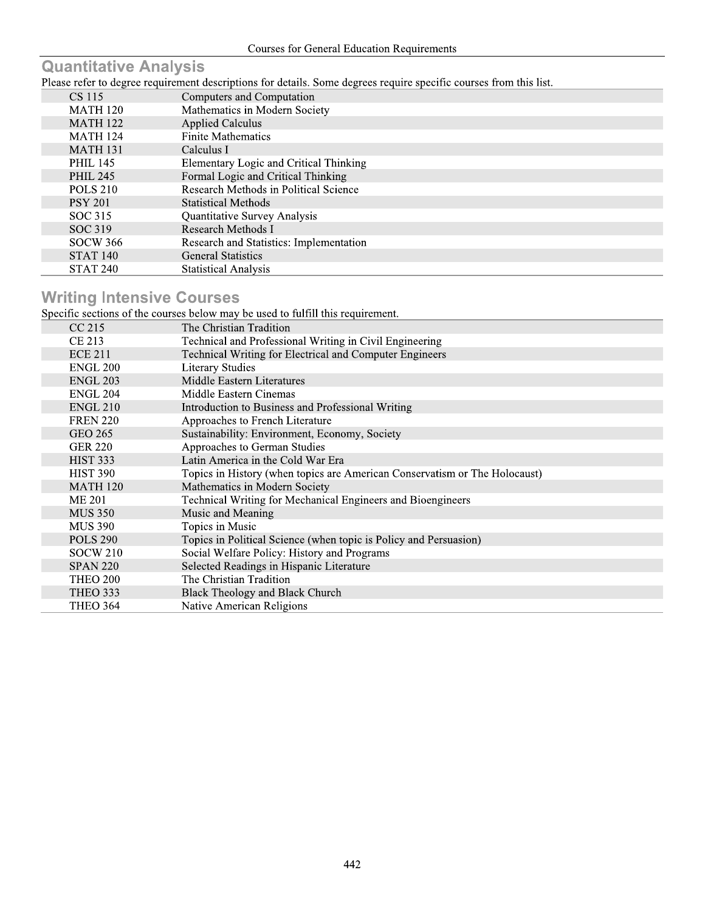## Quantitative Analysis

Please refer to degree requirement descriptions for details. Some degrees require specific courses from this list.

| | |
|---|---|
| CS 115 | Computers and Computation |
| MATH 120 | Mathematics in Modern Society |
| MATH 122 | Applied Calculus |
| MATH 124 | Finite Mathematics |
| MATH 131 | Calculus I |
| PHIL 145 | Elementary Logic and Critical Thinking |
| PHIL 245 | Formal Logic and Critical Thinking |
| POLS 210 | Research Methods in Political Science |
| PSY 201 | Statistical Methods |
| SOC 315 | Quantitative Survey Analysis |
| SOC 319 | Research Methods I |
| SOCW 366 | Research and Statistics: Implementation |
| STAT 140 | General Statistics |
| STAT 240 | Statistical Analysis |

## Writing Intensive Courses

Specific sections of the courses below may be used to fulfill this requirement.

| | |
|---|---|
| CC 215 | The Christian Tradition |
| CE 213 | Technical and Professional Writing in Civil Engineering |
| ECE 211 | Technical Writing for Electrical and Computer Engineers |
| ENGL 200 | Literary Studies |
| ENGL 203 | Middle Eastern Literatures |
| ENGL 204 | Middle Eastern Cinemas |
| ENGL 210 | Introduction to Business and Professional Writing |
| FREN 220 | Approaches to French Literature |
| GEO 265 | Sustainability: Environment, Economy, Society |
| GER 220 | Approaches to German Studies |
| HIST 333 | Latin America in the Cold War Era |
| HIST 390 | Topics in History (when topics are American Conservatism or The Holocaust) |
| MATH 120 | Mathematics in Modern Society |
| ME 201 | Technical Writing for Mechanical Engineers and Bioengineers |
| MUS 350 | Music and Meaning |
| MUS 390 | Topics in Music |
| POLS 290 | Topics in Political Science (when topic is Policy and Persuasion) |
| SOCW 210 | Social Welfare Policy: History and Programs |
| SPAN 220 | Selected Readings in Hispanic Literature |
| THEO 200 | The Christian Tradition |
| THEO 333 | Black Theology and Black Church |
| THEO 364 | Native American Religions |